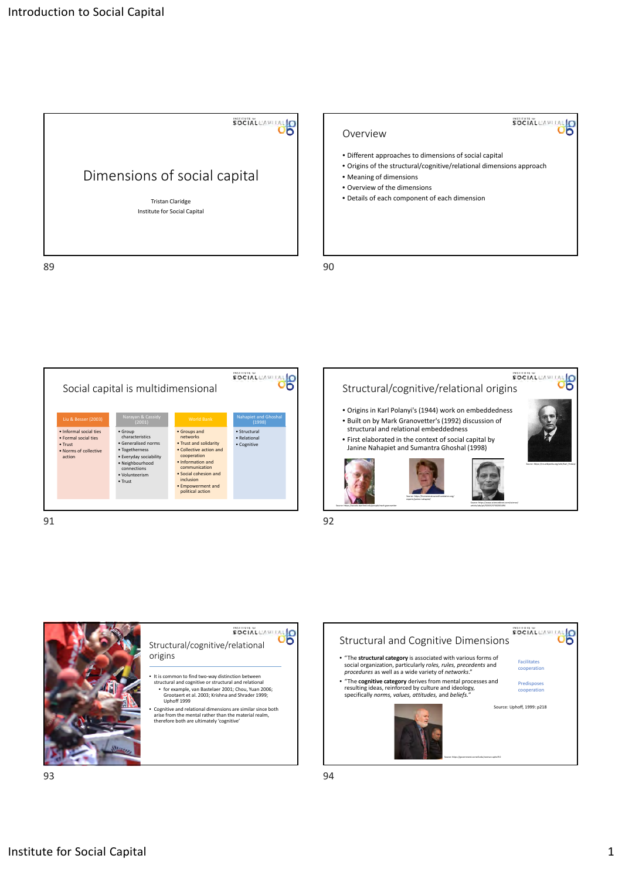## Dimensions of social capital

Tristan Claridge

Institute for Social Capital

## Overview

- Different approaches to dimensions of social capital
- Origins of the structural/cognitive/relational dimensions approach
- Meaning of dimensions
- Overview of the dimensions
- Details of each component of each dimension

## Social capital is multidimensional

| Liu & Besser (2003) | Narayan & Cassidy (2001) | World Bank | Nahapiet and Ghoshal (1998) |
| --- | --- | --- | --- |
| • Informal social ties<br>• Formal social ties<br>• Trust<br>• Norms of collective action | • Group characteristics<br>• Generalised norms<br>• Togetherness<br>• Everyday sociability<br>• Neighbourhood connections<br>• Volunteerism<br>• Trust | • Groups and networks<br>• Trust and solidarity<br>• Collective action and cooperation<br>• Information and communication<br>• Social cohesion and inclusion<br>• Empowerment and political action | • Structural<br>• Relational<br>• Cognitive |

## Structural/cognitive/relational origins

- Origins in Karl Polanyi's (1944) work on embeddedness
- Built on by Mark Granovetter's (1992) discussion of structural and relational embeddedness
- First elaborated in the context of social capital by Janine Nahapiet and Sumantra Ghoshal (1998)

## Structural/cognitive/relational origins

- It is common to find two-way distinction between structural and cognitive or structural and relational
  - for example, van Bastelaer 2001; Chou, Yuan 2006; Grootaert et al. 2003; Krishna and Shrader 1999; Uphoff 1999
- Cognitive and relational dimensions are similar since both arise from the mental rather than the material realm, therefore both are ultimately 'cognitive'

## Structural and Cognitive Dimensions

- "The **structural category** is associated with various forms of social organization, particularly *roles, rules, precedents* and *procedures* as well as a wide variety of *networks*." — Facilitates cooperation
- "The **cognitive category** derives from mental processes and resulting ideas, reinforced by culture and ideology, specifically *norms, values, attitudes*, and *beliefs*." — Predisposes cooperation

Source: Uphoff, 1999: p218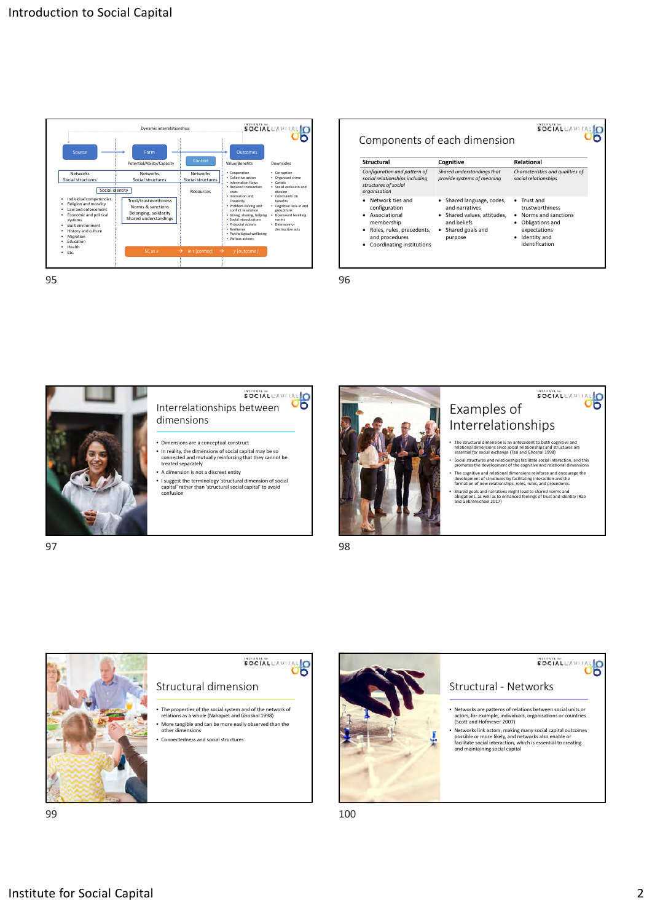## Slide 95

Dynamic interrelationships

**Source** → **Form** → **Outcomes**

Context

Potential/Ability/Capacity

Value/Benefits — Downsides

| Source | Form | Outcomes: Value/Benefits | Outcomes: Downsides |
|---|---|---|---|
| Networks / Social structures | Networks / Social structures | Networks / Social structures | |
| Social identity | Trust/trustworthiness / Norms & sanctions / Belonging, solidarity / Shared understandings | Resources | |

Source:
- Individual competencies
- Religion and morality
- Law and enforcement
- Economic and political systems
- Built environment
- History and culture
- Migration
- Education
- Health
- Etc.

Value/Benefits:
- Cooperation
- Collective action
- Information flows
- Reduced transaction costs
- Innovation and Creativity
- Problem-solving and conflict resolution
- Giving, sharing, helping
- Social introductions
- Prosocial actions
- Resilience
- Psychological wellbeing
- Various actions

Downsides:
- Corruption
- Organised crime
- Cartels
- Social exclusion and division
- Constraints on benefits
- Cognitive lock-in and groupthink
- Downward levelling norms
- Defensive or destructive acts

SC as x → in t [context] → y [outcome]

## Slide 96

# Components of each dimension

| Structural | Cognitive | Relational |
|---|---|---|
| *Configuration and pattern of social relationships including structures of social organisation* | *Shared understandings that provide systems of meaning* | *Characteristics and qualities of social relationships* |
| • Network ties and configuration<br>• Associational membership<br>• Roles, rules, precedents, and procedures<br>• Coordinating institutions | • Shared language, codes, and narratives<br>• Shared values, attitudes, and beliefs<br>• Shared goals and purpose | • Trust and trustworthiness<br>• Norms and sanctions<br>• Obligations and expectations<br>• Identity and identification |

## Slide 97

# Interrelationships between dimensions

- Dimensions are a conceptual construct
- In reality, the dimensions of social capital may be so connected and mutually reinforcing that they cannot be treated separately
- A dimension is not a discreet entity
- I suggest the terminology 'structural dimension of social capital' rather than 'structural social capital' to avoid confusion

## Slide 98

# Examples of Interrelationships

- The structural dimension is an antecedent to both cognitive and relational dimensions since social relationships and structures are essential for social exchange (Tsai and Ghoshal 1998)
- Social structures and relationships facilitate social interaction, and this promotes the development of the cognitive and relational dimensions
- The cognitive and relational dimensions reinforce and encourage the development of structures by facilitating interaction and the formation of new relationships, roles, rules, and procedures.
- Shared goals and narratives might lead to shared norms and obligations, as well as to enhanced feelings of trust and identity (Rao and Gebremichael 2017)

## Slide 99

# Structural dimension

- The properties of the social system and of the network of relations as a whole (Nahapiet and Ghoshal 1998)
- More tangible and can be more easily observed than the other dimensions
- Connectedness and social structures

## Slide 100

# Structural - Networks

- Networks are patterns of relations between social units or actors, for example, individuals, organisations or countries (Scott and Hofmeyer 2007)
- Networks link actors, making many social capital outcomes possible or more likely, and networks also enable or facilitate social interaction, which is essential to creating and maintaining social capital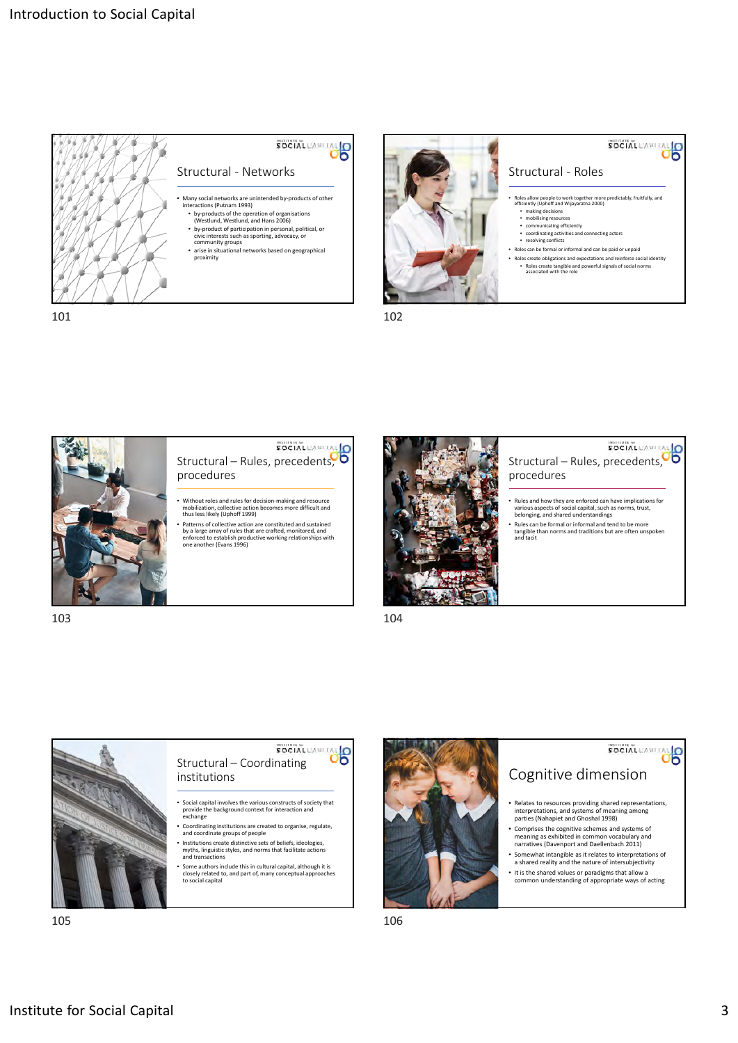## Structural - Networks

- Many social networks are unintended by-products of other interactions (Putnam 1993)
  - by-products of the operation of organisations (Westlund, Westlund, and Hans 2006)
  - by-product of participation in personal, political, or civic interests such as sporting, advocacy, or community groups
  - arise in situational networks based on geographical proximity

## Structural - Roles

- Roles allow people to work together more predictably, fruitfully, and efficiently (Uphoff and Wijayaratna 2000)
  - making decisions
  - mobilising resources
  - communicating efficiently
  - coordinating activities and connecting actors
  - resolving conflicts
- Roles can be formal or informal and can be paid or unpaid
- Roles create obligations and expectations and reinforce social identity
  - Roles create tangible and powerful signals of social norms associated with the role

## Structural – Rules, precedents, procedures

- Without roles and rules for decision-making and resource mobilization, collective action becomes more difficult and thus less likely (Uphoff 1999)
- Patterns of collective action are constituted and sustained by a large array of rules that are crafted, monitored, and enforced to establish productive working relationships with one another (Evans 1996)

## Structural – Rules, precedents, procedures

- Rules and how they are enforced can have implications for various aspects of social capital, such as norms, trust, belonging, and shared understandings
- Rules can be formal or informal and tend to be more tangible than norms and traditions but are often unspoken and tacit

## Structural – Coordinating institutions

- Social capital involves the various constructs of society that provide the background context for interaction and exchange
- Coordinating institutions are created to organise, regulate, and coordinate groups of people
- Institutions create distinctive sets of beliefs, ideologies, myths, linguistic styles, and norms that facilitate actions and transactions
- Some authors include this in cultural capital, although it is closely related to, and part of, many conceptual approaches to social capital

## Cognitive dimension

- Relates to resources providing shared representations, interpretations, and systems of meaning among parties (Nahapiet and Ghoshal 1998)
- Comprises the cognitive schemes and systems of meaning as exhibited in common vocabulary and narratives (Davenport and Daellenbach 2011)
- Somewhat intangible as it relates to interpretations of a shared reality and the nature of intersubjectivity
- It is the shared values or paradigms that allow a common understanding of appropriate ways of acting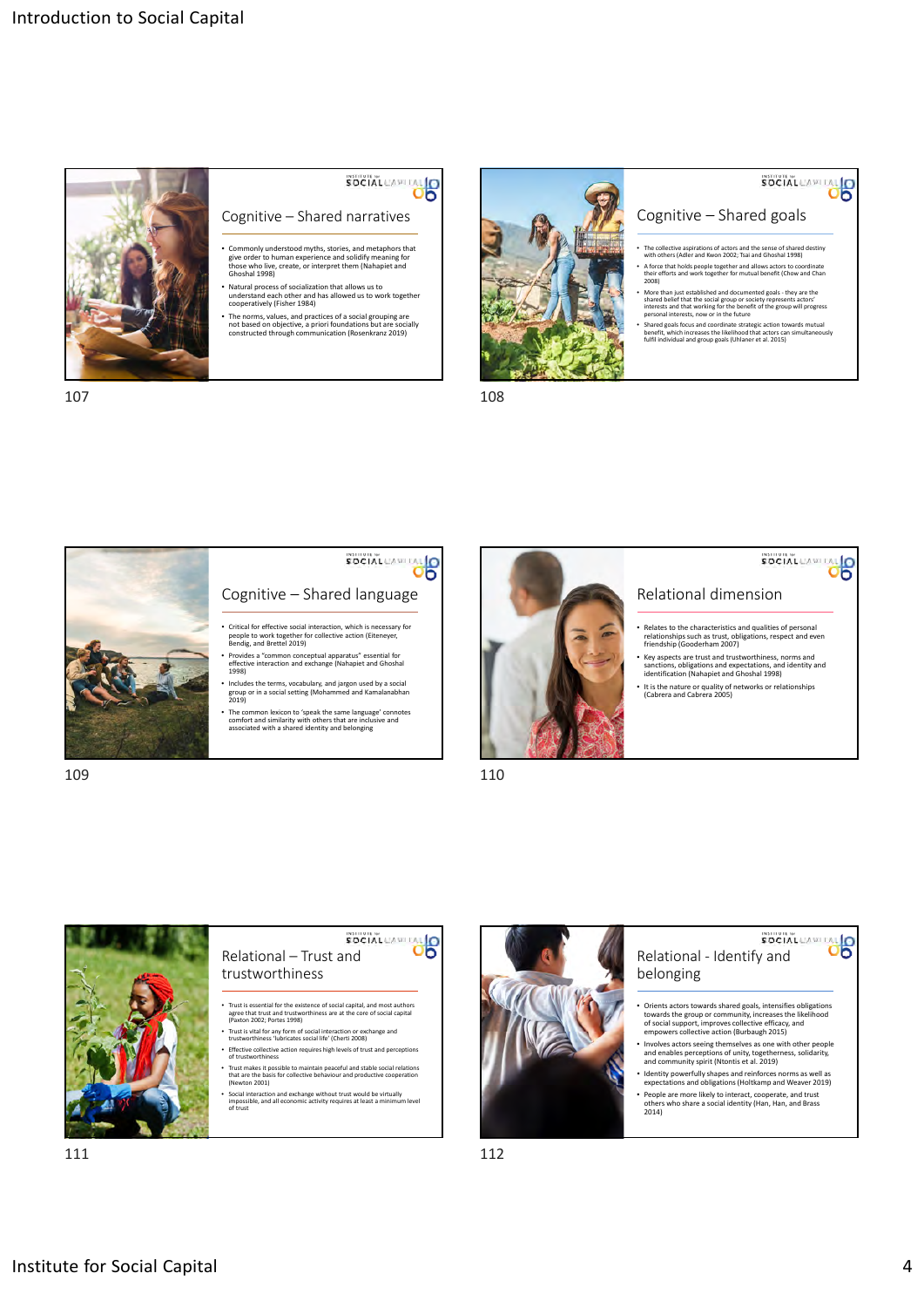## Cognitive – Shared narratives

- Commonly understood myths, stories, and metaphors that give order to human experience and solidify meaning for those who live, create, or interpret them (Nahapiet and Ghoshal 1998)
- Natural process of socialization that allows us to understand each other and has allowed us to work together cooperatively (Fisher 1984)
- The norms, values, and practices of a social grouping are not based on objective, a priori foundations but are socially constructed through communication (Rosenkranz 2019)

107

## Cognitive – Shared goals

- The collective aspirations of actors and the sense of shared destiny with others (Adler and Kwon 2002; Tsai and Ghoshal 1998)
- A force that holds people together and allows actors to coordinate their efforts and work together for mutual benefit (Chow and Chan 2008)
- More than just established and documented goals - they are the shared belief that the social group or society represents actors' interests and that working for the benefit of the group will progress personal interests, now or in the future
- Shared goals focus and coordinate strategic action towards mutual benefit, which increases the likelihood that actors can simultaneously fulfil individual and group goals (Uhlaner et al. 2015)

108

## Cognitive – Shared language

- Critical for effective social interaction, which is necessary for people to work together for collective action (Eiteneyer, Bendig, and Brettel 2019)
- Provides a "common conceptual apparatus" essential for effective interaction and exchange (Nahapiet and Ghoshal 1998)
- Includes the terms, vocabulary, and jargon used by a social group or in a social setting (Mohammed and Kamalanabhan 2019)
- The common lexicon to 'speak the same language' connotes comfort and similarity with others that are inclusive and associated with a shared identity and belonging

109

## Relational dimension

- Relates to the characteristics and qualities of personal relationships such as trust, obligations, respect and even friendship (Gooderham 2007)
- Key aspects are trust and trustworthiness, norms and sanctions, obligations and expectations, and identity and identification (Nahapiet and Ghoshal 1998)
- It is the nature or quality of networks or relationships (Cabrera and Cabrera 2005)

110

## Relational – Trust and trustworthiness

- Trust is essential for the existence of social capital, and most authors agree that trust and trustworthiness are at the core of social capital (Paxton 2002; Portes 1998)
- Trust is vital for any form of social interaction or exchange and trustworthiness 'lubricates social life' (Cherti 2008)
- Effective collective action requires high levels of trust and perceptions of trustworthiness
- Trust makes it possible to maintain peaceful and stable social relations that are the basis for collective behaviour and productive cooperation (Newton 2001)
- Social interaction and exchange without trust would be virtually impossible, and all economic activity requires at least a minimum level of trust

111

## Relational - Identify and belonging

- Orients actors towards shared goals, intensifies obligations towards the group or community, increases the likelihood of social support, improves collective efficacy, and empowers collective action (Burbaugh 2015)
- Involves actors seeing themselves as one with other people and enables perceptions of unity, togetherness, solidarity, and community spirit (Ntontis et al. 2019)
- Identity powerfully shapes and reinforces norms as well as expectations and obligations (Holtkamp and Weaver 2019)
- People are more likely to interact, cooperate, and trust others who share a social identity (Han, Han, and Brass 2014)

112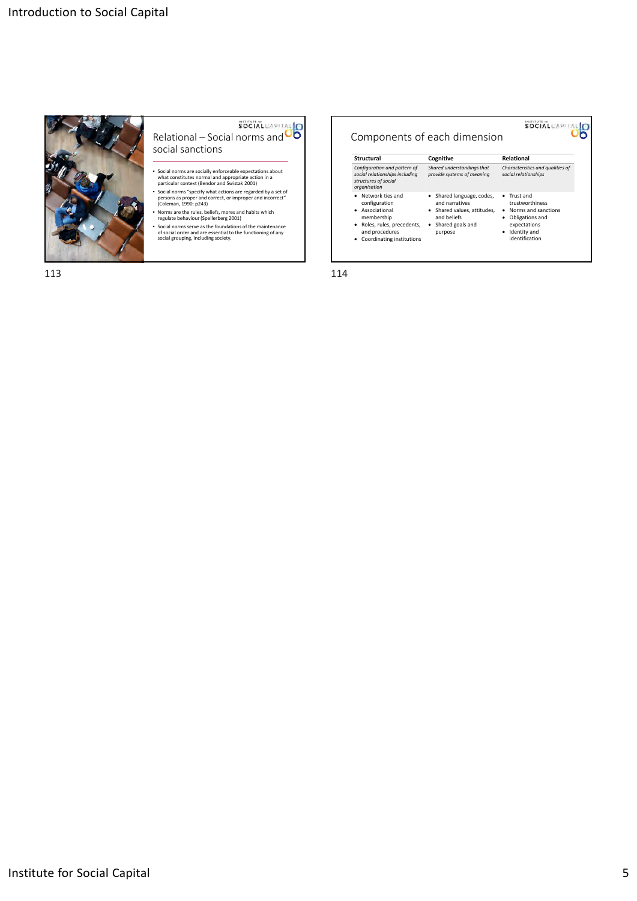## Relational – Social norms and social sanctions

- Social norms are socially enforceable expectations about what constitutes normal and appropriate action in a particular context (Bendor and Swistak 2001)
- Social norms "specify what actions are regarded by a set of persons as proper and correct, or improper and incorrect" (Coleman, 1990: p243)
- Norms are the rules, beliefs, mores and habits which regulate behaviour (Spellerberg 2001)
- Social norms serve as the foundations of the maintenance of social order and are essential to the functioning of any social grouping, including society.

## Components of each dimension

| Structural | Cognitive | Relational |
|---|---|---|
| *Configuration and pattern of social relationships including structures of social organisation* | *Shared understandings that provide systems of meaning* | *Characteristics and qualities of social relationships* |
| • Network ties and configuration<br>• Associational membership<br>• Roles, rules, precedents, and procedures<br>• Coordinating institutions | • Shared language, codes, and narratives<br>• Shared values, attitudes, and beliefs<br>• Shared goals and purpose | • Trust and trustworthiness<br>• Norms and sanctions<br>• Obligations and expectations<br>• Identity and identification |